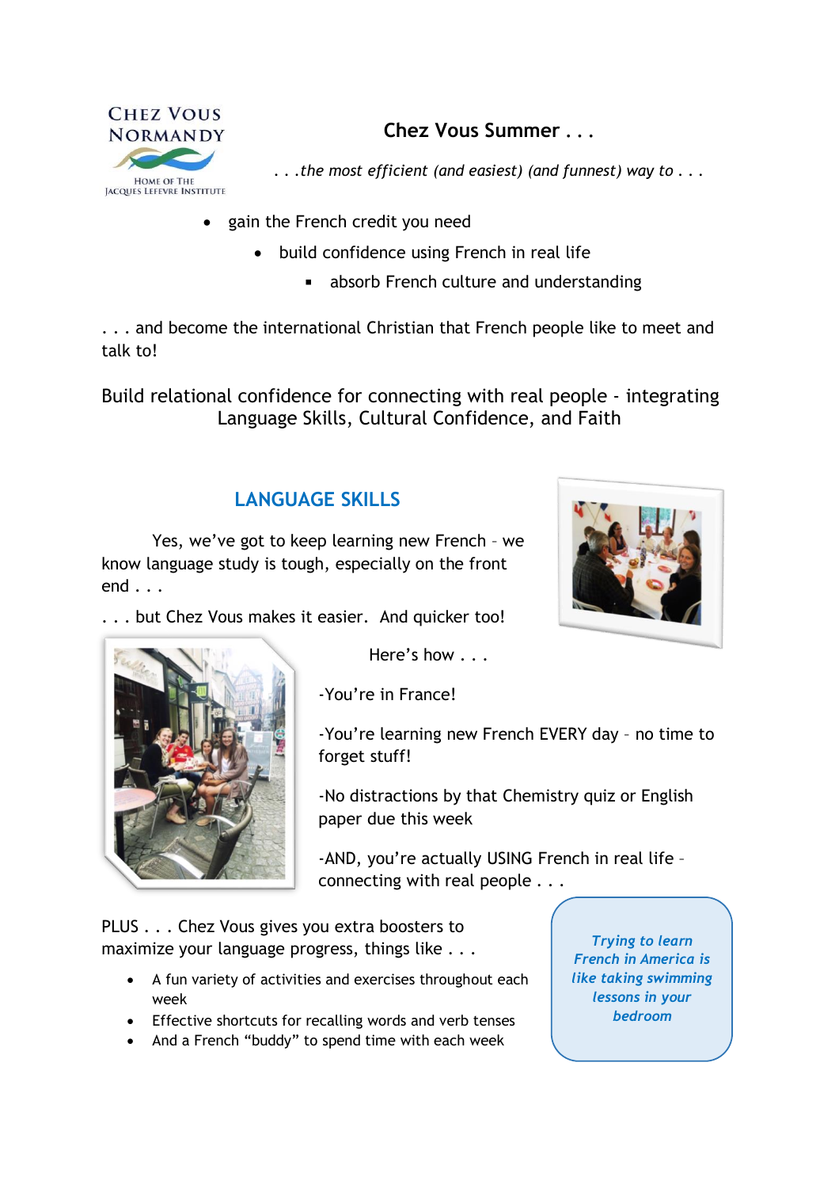CHEZ VOUS NORMANDY

HOME OF THE JACQUES LEFEVRE INSTITUTE

## Chez Vous Summer . . .

*. . .the most efficient (and easiest) (and funnest) way to . . .*

- gain the French credit you need
  - build confidence using French in real life
    - absorb French culture and understanding

. . . and become the international Christian that French people like to meet and talk to!

Build relational confidence for connecting with real people - integrating Language Skills, Cultural Confidence, and Faith

## LANGUAGE SKILLS

Yes, we've got to keep learning new French – we know language study is tough, especially on the front end . . .

. . . but Chez Vous makes it easier. And quicker too!

Here's how . . .

-You're in France!

-You're learning new French EVERY day – no time to forget stuff!

-No distractions by that Chemistry quiz or English paper due this week

-AND, you're actually USING French in real life – connecting with real people . . .

PLUS . . . Chez Vous gives you extra boosters to maximize your language progress, things like . . .

- A fun variety of activities and exercises throughout each week
- Effective shortcuts for recalling words and verb tenses
- And a French "buddy" to spend time with each week

***Trying to learn French in America is like taking swimming lessons in your bedroom***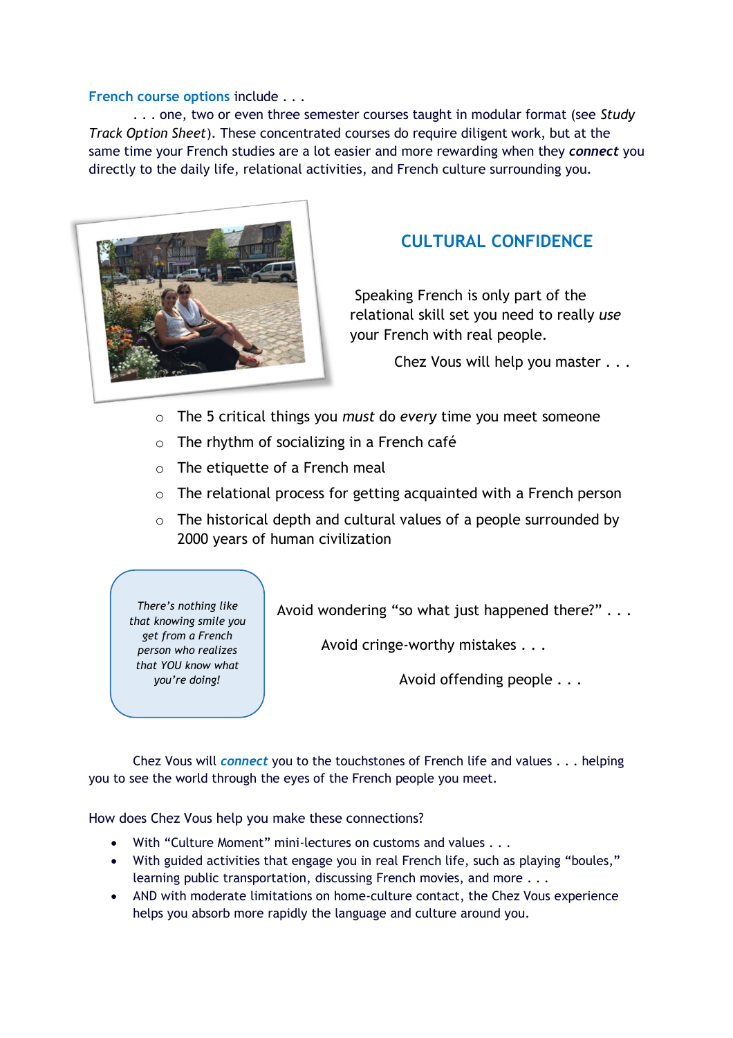French course options include . . .

. . . one, two or even three semester courses taught in modular format (see *Study Track Option Sheet*). These concentrated courses do require diligent work, but at the same time your French studies are a lot easier and more rewarding when they ***connect*** you directly to the daily life, relational activities, and French culture surrounding you.

## CULTURAL CONFIDENCE

Speaking French is only part of the relational skill set you need to really *use* your French with real people.

Chez Vous will help you master . . .

- The 5 critical things you *must* do *every* time you meet someone
- The rhythm of socializing in a French café
- The etiquette of a French meal
- The relational process for getting acquainted with a French person
- The historical depth and cultural values of a people surrounded by 2000 years of human civilization

*There's nothing like that knowing smile you get from a French person who realizes that YOU know what you're doing!*

Avoid wondering "so what just happened there?" . . .

Avoid cringe-worthy mistakes . . .

Avoid offending people . . .

Chez Vous will ***connect*** you to the touchstones of French life and values . . . helping you to see the world through the eyes of the French people you meet.

How does Chez Vous help you make these connections?

- With "Culture Moment" mini-lectures on customs and values . . .
- With guided activities that engage you in real French life, such as playing "boules," learning public transportation, discussing French movies, and more . . .
- AND with moderate limitations on home-culture contact, the Chez Vous experience helps you absorb more rapidly the language and culture around you.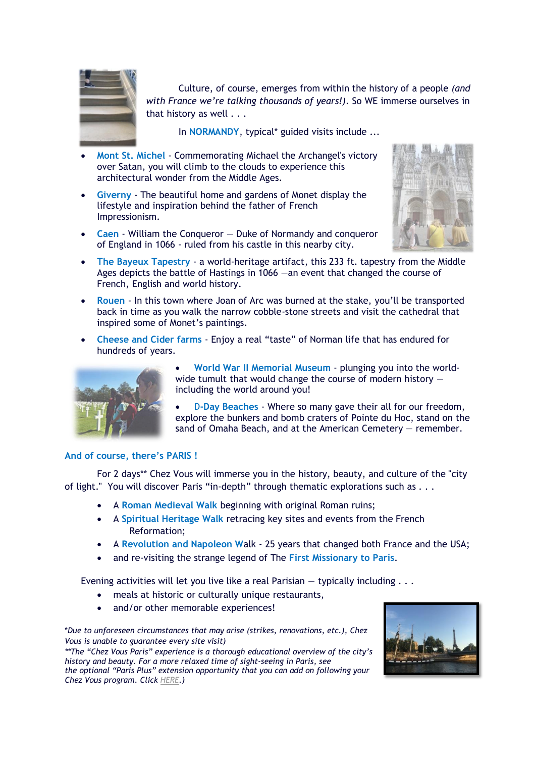Culture, of course, emerges from within the history of a people *(and with France we're talking thousands of years!)*. So WE immerse ourselves in that history as well . . .

In **NORMANDY**, typical* guided visits include ...

- **Mont St. Michel** - Commemorating Michael the Archangel's victory over Satan, you will climb to the clouds to experience this architectural wonder from the Middle Ages.
- **Giverny** - The beautiful home and gardens of Monet display the lifestyle and inspiration behind the father of French Impressionism.
- **Caen** - William the Conqueror — Duke of Normandy and conqueror of England in 1066 - ruled from his castle in this nearby city.
- **The Bayeux Tapestry** - a world-heritage artifact, this 233 ft. tapestry from the Middle Ages depicts the battle of Hastings in 1066 —an event that changed the course of French, English and world history.
- **Rouen** - In this town where Joan of Arc was burned at the stake, you'll be transported back in time as you walk the narrow cobble-stone streets and visit the cathedral that inspired some of Monet's paintings.
- **Cheese and Cider farms** - Enjoy a real "taste" of Norman life that has endured for hundreds of years.
- **World War II Memorial Museum** - plunging you into the world-wide tumult that would change the course of modern history — including the world around you!
- **D-Day Beaches** - Where so many gave their all for our freedom, explore the bunkers and bomb craters of Pointe du Hoc, stand on the sand of Omaha Beach, and at the American Cemetery — remember.

## And of course, there's PARIS !

For 2 days** Chez Vous will immerse you in the history, beauty, and culture of the "city of light." You will discover Paris "in-depth" through thematic explorations such as . . .

- A **Roman Medieval Walk** beginning with original Roman ruins;
- A **Spiritual Heritage Walk** retracing key sites and events from the French Reformation;
- A **Revolution and Napoleon W**alk - 25 years that changed both France and the USA;
- and re-visiting the strange legend of The **First Missionary to Paris**.

Evening activities will let you live like a real Parisian — typically including . . .

- meals at historic or culturally unique restaurants,
- and/or other memorable experiences!

*\*Due to unforeseen circumstances that may arise (strikes, renovations, etc.), Chez Vous is unable to guarantee every site visit)*
*\*\*The "Chez Vous Paris" experience is a thorough educational overview of the city's history and beauty. For a more relaxed time of sight-seeing in Paris, see the optional "Paris Plus" extension opportunity that you can add on following your Chez Vous program. Click HERE.)*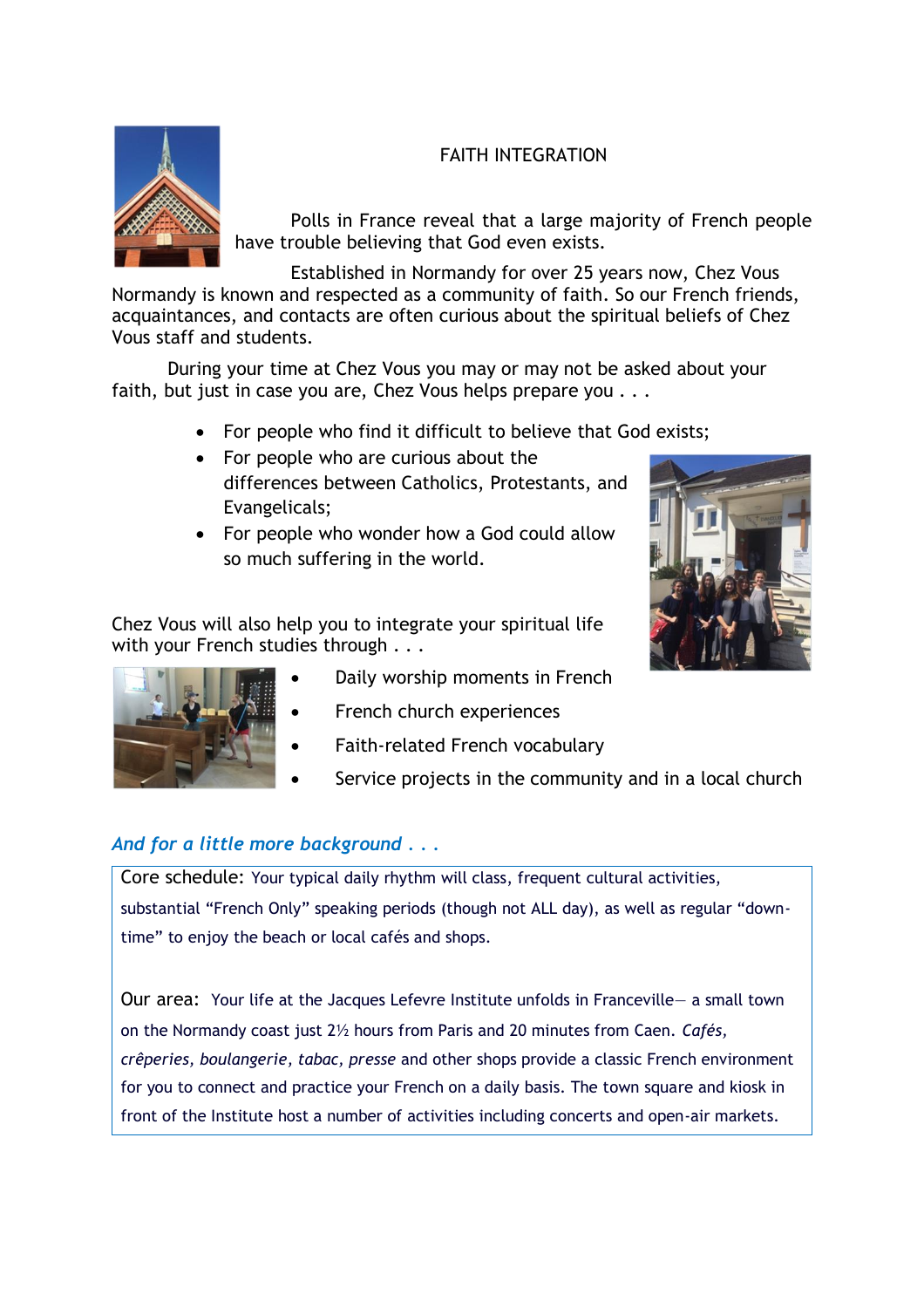## FAITH INTEGRATION

Polls in France reveal that a large majority of French people have trouble believing that God even exists.

Established in Normandy for over 25 years now, Chez Vous Normandy is known and respected as a community of faith. So our French friends, acquaintances, and contacts are often curious about the spiritual beliefs of Chez Vous staff and students.

During your time at Chez Vous you may or may not be asked about your faith, but just in case you are, Chez Vous helps prepare you . . .

- For people who find it difficult to believe that God exists;
- For people who are curious about the differences between Catholics, Protestants, and Evangelicals;
- For people who wonder how a God could allow so much suffering in the world.

Chez Vous will also help you to integrate your spiritual life with your French studies through . . .

- Daily worship moments in French
- French church experiences
- Faith-related French vocabulary
- Service projects in the community and in a local church

### *And for a little more background . . .*

Core schedule: Your typical daily rhythm will class, frequent cultural activities, substantial “French Only” speaking periods (though not ALL day), as well as regular “down-time” to enjoy the beach or local cafés and shops.

Our area: Your life at the Jacques Lefevre Institute unfolds in Franceville— a small town on the Normandy coast just 2½ hours from Paris and 20 minutes from Caen. *Cafés, crêperies, boulangerie, tabac, presse* and other shops provide a classic French environment for you to connect and practice your French on a daily basis. The town square and kiosk in front of the Institute host a number of activities including concerts and open-air markets.